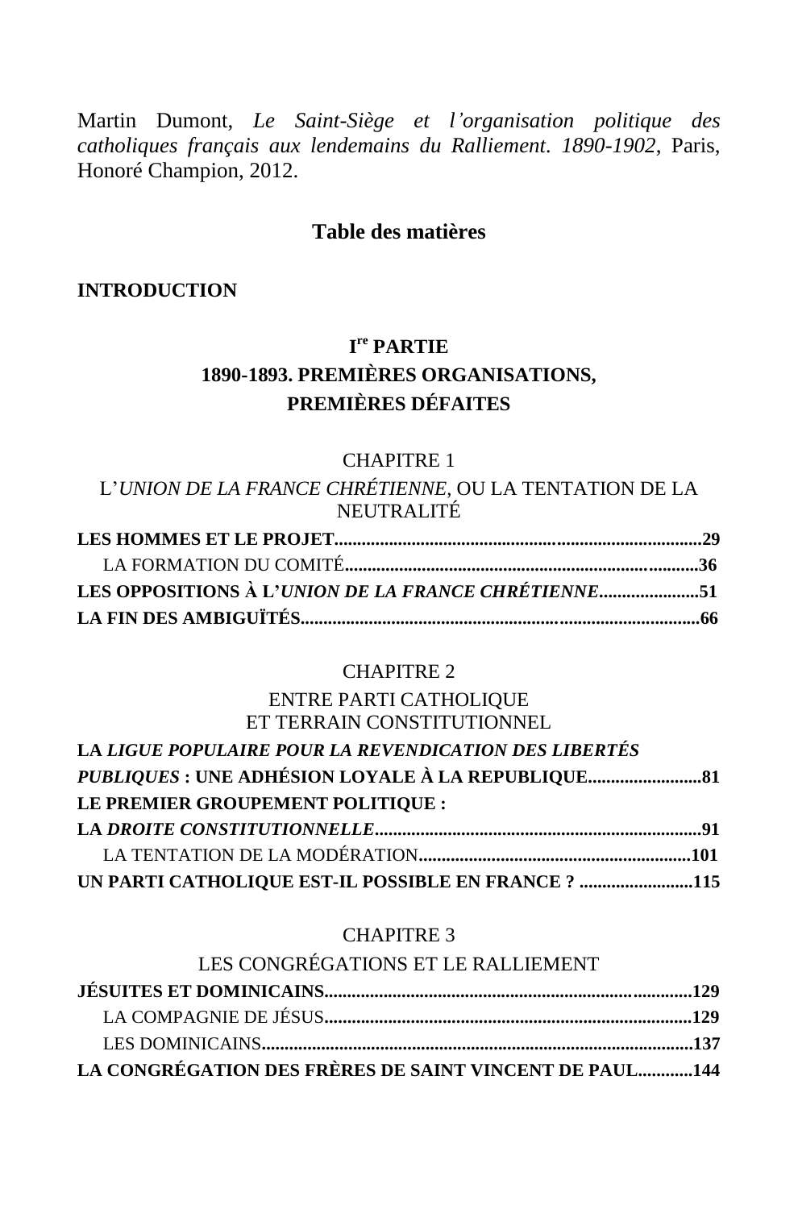Martin Dumont, *Le Saint-Siège et l'organisation politique des catholiques français aux lendemains du Ralliement. 1890-1902*, Paris, Honoré Champion, 2012.

## Table des matières

**INTRODUCTION**

### I^re PARTIE
### 1890-1893. PREMIÈRES ORGANISATIONS, PREMIÈRES DÉFAITES

#### CHAPITRE 1
#### L'*UNION DE LA FRANCE CHRÉTIENNE*, OU LA TENTATION DE LA NEUTRALITÉ

**LES HOMMES ET LE PROJET................................................................................29**

LA FORMATION DU COMITÉ............................................................................**36**

**LES OPPOSITIONS À L'*UNION DE LA FRANCE CHRÉTIENNE*......................51**

**LA FIN DES AMBIGUÏTÉS.......................................................................................66**

#### CHAPITRE 2
#### ENTRE PARTI CATHOLIQUE ET TERRAIN CONSTITUTIONNEL

**LA *LIGUE POPULAIRE POUR LA REVENDICATION DES LIBERTÉS PUBLIQUES* : UNE ADHÉSION LOYALE À LA REPUBLIQUE.........................81**

**LE PREMIER GROUPEMENT POLITIQUE : LA *DROITE CONSTITUTIONNELLE*........................................................................91**

LA TENTATION DE LA MODÉRATION...........................................................**101**

**UN PARTI CATHOLIQUE EST-IL POSSIBLE EN FRANCE ? .........................115**

#### CHAPITRE 3
#### LES CONGRÉGATIONS ET LE RALLIEMENT

**JÉSUITES ET DOMINICAINS...............................................................................129**

LA COMPAGNIE DE JÉSUS...............................................................................**129**

LES DOMINICAINS...............................................................................................**137**

**LA CONGRÉGATION DES FRÈRES DE SAINT VINCENT DE PAUL............144**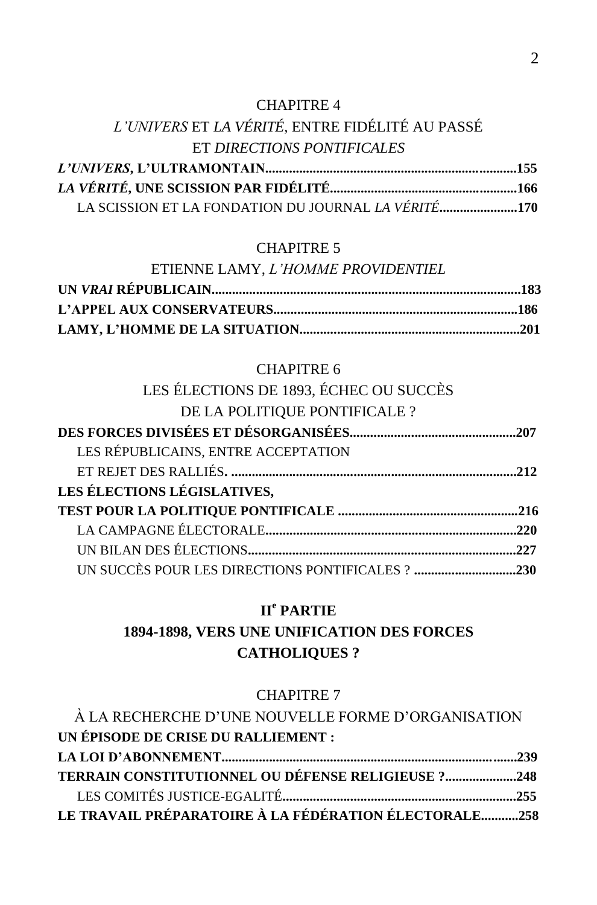CHAPITRE 4

*L'UNIVERS* ET *LA VÉRITÉ*, ENTRE FIDÉLITÉ AU PASSÉ ET *DIRECTIONS PONTIFICALES*

***L'UNIVERS*, L'ULTRAMONTAIN..........................................................................155**

***LA VÉRITÉ*, UNE SCISSION PAR FIDÉLITÉ.......................................................166**

LA SCISSION ET LA FONDATION DU JOURNAL *LA VÉRITÉ*.......................**170**

CHAPITRE 5

ETIENNE LAMY, *L'HOMME PROVIDENTIEL*

**UN *VRAI* RÉPUBLICAIN..........................................................................................183**

**L'APPEL AUX CONSERVATEURS........................................................................186**

**LAMY, L'HOMME DE LA SITUATION.................................................................201**

CHAPITRE 6

LES ÉLECTIONS DE 1893, ÉCHEC OU SUCCÈS DE LA POLITIQUE PONTIFICALE ?

**DES FORCES DIVISÉES ET DÉSORGANISÉES................................................207**

LES RÉPUBLICAINS, ENTRE ACCEPTATION ET REJET DES RALLIÉS. ....................................................................................**212**

**LES ÉLECTIONS LÉGISLATIVES, TEST POUR LA POLITIQUE PONTIFICALE .....................................................216**

LA CAMPAGNE ÉLECTORALE.........................................................................**220**

UN BILAN DES ÉLECTIONS..............................................................................**227**

UN SUCCÈS POUR LES DIRECTIONS PONTIFICALES ? ..............................**230**

**II[e] PARTIE**

**1894-1898, VERS UNE UNIFICATION DES FORCES CATHOLIQUES ?**

CHAPITRE 7

À LA RECHERCHE D'UNE NOUVELLE FORME D'ORGANISATION

**UN ÉPISODE DE CRISE DU RALLIEMENT : LA LOI D'ABONNEMENT.......................................................................................239**

**TERRAIN CONSTITUTIONNEL OU DÉFENSE RELIGIEUSE ?.....................248**

LES COMITÉS JUSTICE-EGALITÉ....................................................................**255**

**LE TRAVAIL PRÉPARATOIRE À LA FÉDÉRATION ÉLECTORALE...........258**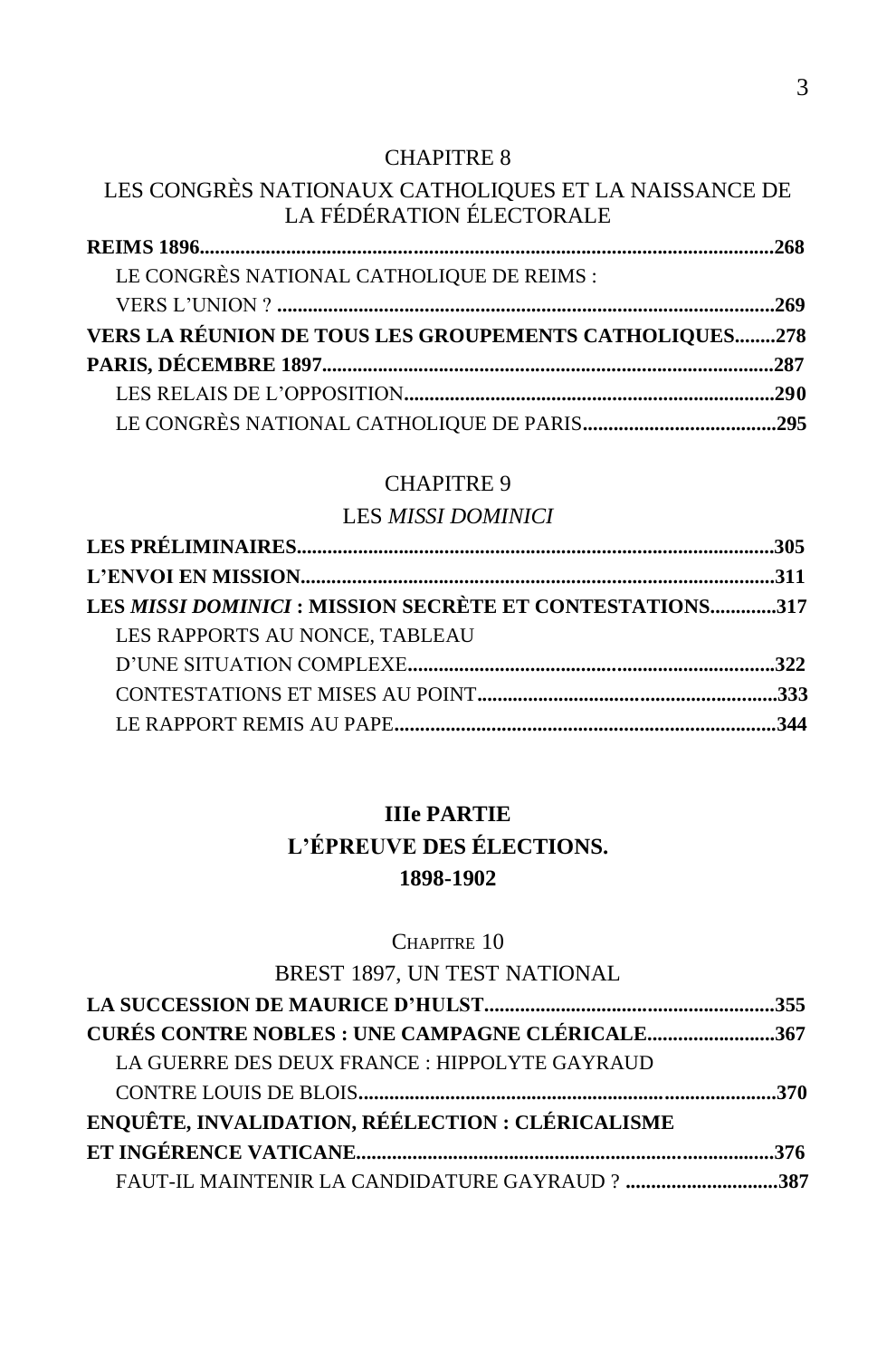## CHAPITRE 8

## LES CONGRÈS NATIONAUX CATHOLIQUES ET LA NAISSANCE DE LA FÉDÉRATION ÉLECTORALE

**REIMS 1896.................................................................................................................268**

LE CONGRÈS NATIONAL CATHOLIQUE DE REIMS : VERS L'UNION ? **.................................................................................................269**

**VERS LA RÉUNION DE TOUS LES GROUPEMENTS CATHOLIQUES........278**

**PARIS, DÉCEMBRE 1897.........................................................................................287**

LES RELAIS DE L'OPPOSITION**........................................................................290**

LE CONGRÈS NATIONAL CATHOLIQUE DE PARIS**......................................295**

## CHAPITRE 9

## LES *MISSI DOMINICI*

**LES PRÉLIMINAIRES.............................................................................................305**

**L'ENVOI EN MISSION.............................................................................................311**

**LES *MISSI DOMINICI* : MISSION SECRÈTE ET CONTESTATIONS.............317**

LES RAPPORTS AU NONCE, TABLEAU D'UNE SITUATION COMPLEXE**........................................................................322**

CONTESTATIONS ET MISES AU POINT**...........................................................333**

LE RAPPORT REMIS AU PAPE**...........................................................................344**

# IIIe PARTIE
# L'ÉPREUVE DES ÉLECTIONS.
# 1898-1902

## CHAPITRE 10

## BREST 1897, UN TEST NATIONAL

**LA SUCCESSION DE MAURICE D'HULST.........................................................355**

**CURÉS CONTRE NOBLES : UNE CAMPAGNE CLÉRICALE.........................367**

LA GUERRE DES DEUX FRANCE : HIPPOLYTE GAYRAUD CONTRE LOUIS DE BLOIS**.................................................................................370**

**ENQUÊTE, INVALIDATION, RÉÉLECTION : CLÉRICALISME ET INGÉRENCE VATICANE.................................................................................376**

FAUT-IL MAINTENIR LA CANDIDATURE GAYRAUD ? **.............................387**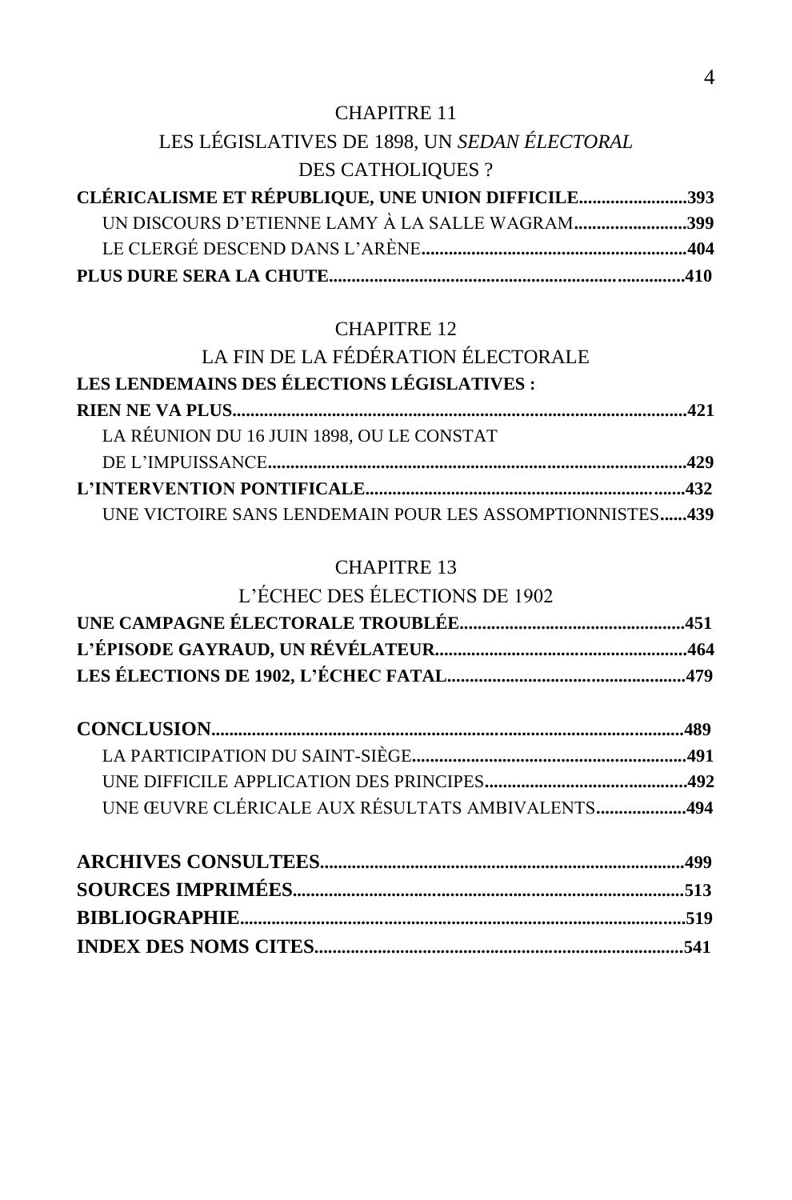CHAPITRE 11

LES LÉGISLATIVES DE 1898, UN *SEDAN ÉLECTORAL* DES CATHOLIQUES ?

**CLÉRICALISME ET RÉPUBLIQUE, UNE UNION DIFFICILE........................393**

UN DISCOURS D'ETIENNE LAMY À LA SALLE WAGRAM.........................399

LE CLERGÉ DESCEND DANS L'ARÈNE..........................................................404

**PLUS DURE SERA LA CHUTE..............................................................................410**

CHAPITRE 12

LA FIN DE LA FÉDÉRATION ÉLECTORALE

**LES LENDEMAINS DES ÉLECTIONS LÉGISLATIVES : RIEN NE VA PLUS.....................................................................................................421**

LA RÉUNION DU 16 JUIN 1898, OU LE CONSTAT DE L'IMPUISSANCE.............................................................................................429

**L'INTERVENTION PONTIFICALE.......................................................................432**

UNE VICTOIRE SANS LENDEMAIN POUR LES ASSOMPTIONNISTES......439

CHAPITRE 13

L'ÉCHEC DES ÉLECTIONS DE 1902

**UNE CAMPAGNE ÉLECTORALE TROUBLÉE.................................................451**

**L'ÉPISODE GAYRAUD, UN RÉVÉLATEUR.......................................................464**

**LES ÉLECTIONS DE 1902, L'ÉCHEC FATAL.....................................................479**

**CONCLUSION.......................................................................................................489**

LA PARTICIPATION DU SAINT-SIÈGE.............................................................491

UNE DIFFICILE APPLICATION DES PRINCIPES.............................................492

UNE ŒUVRE CLÉRICALE AUX RÉSULTATS AMBIVALENTS....................494

**ARCHIVES CONSULTEES................................................................................499**

**SOURCES IMPRIMÉES......................................................................................513**

**BIBLIOGRAPHIE.................................................................................................519**

**INDEX DES NOMS CITES.................................................................................541**